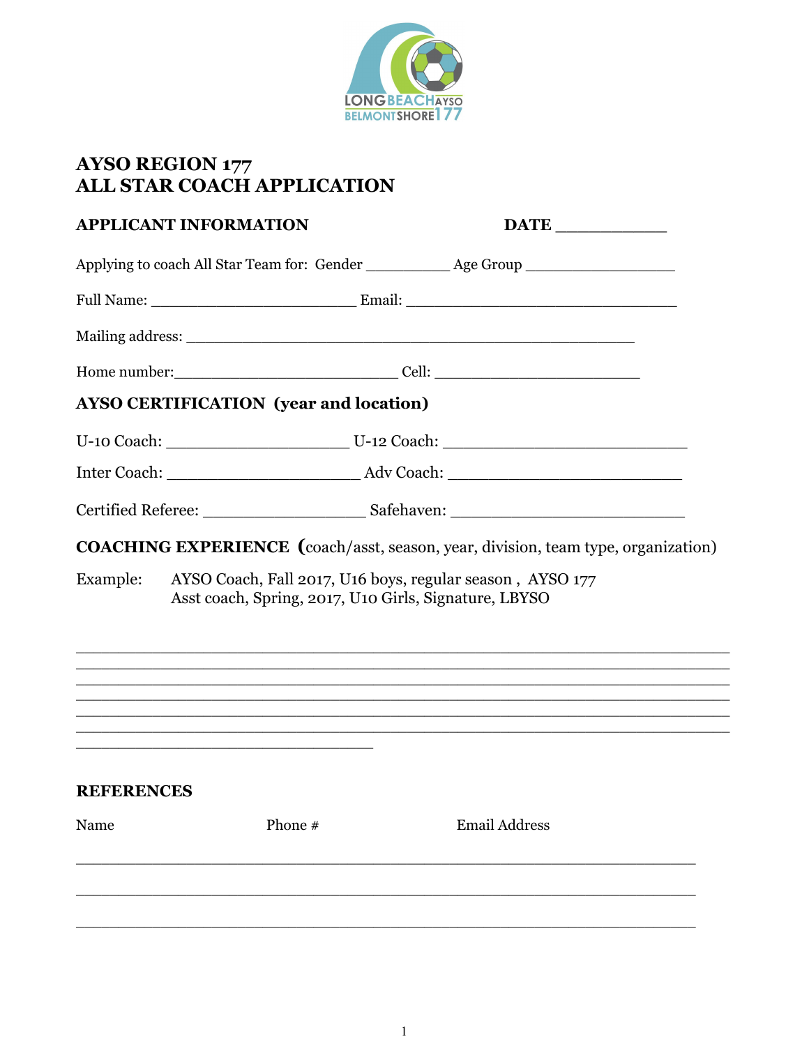# AYSO REGION 177
# ALL STAR COACH APPLICATION

## APPLICANT INFORMATION

**DATE** __________

Applying to coach All Star Team for: Gender __________ Age Group ________________

Full Name: ______________________ Email: ______________________________

Mailing address: _________________________________________________

Home number:________________________ Cell: ______________________

## AYSO CERTIFICATION (year and location)

U-10 Coach: ____________________ U-12 Coach: ___________________________

Inter Coach: _____________________ Adv Coach: __________________________

Certified Referee: __________________ Safehaven: __________________________

## COACHING EXPERIENCE (coach/asst, season, year, division, team type, organization)

Example: AYSO Coach, Fall 2017, U16 boys, regular season , AYSO 177
Asst coach, Spring, 2017, U10 Girls, Signature, LBYSO

________________________________________________________________________
________________________________________________________________________
________________________________________________________________________
________________________________________________________________________
________________________________________________________________________
________________________________________________________________________
________________________________

## REFERENCES

| Name | Phone # | Email Address |
|---|---|---|
| | | |
| | | |
| | | |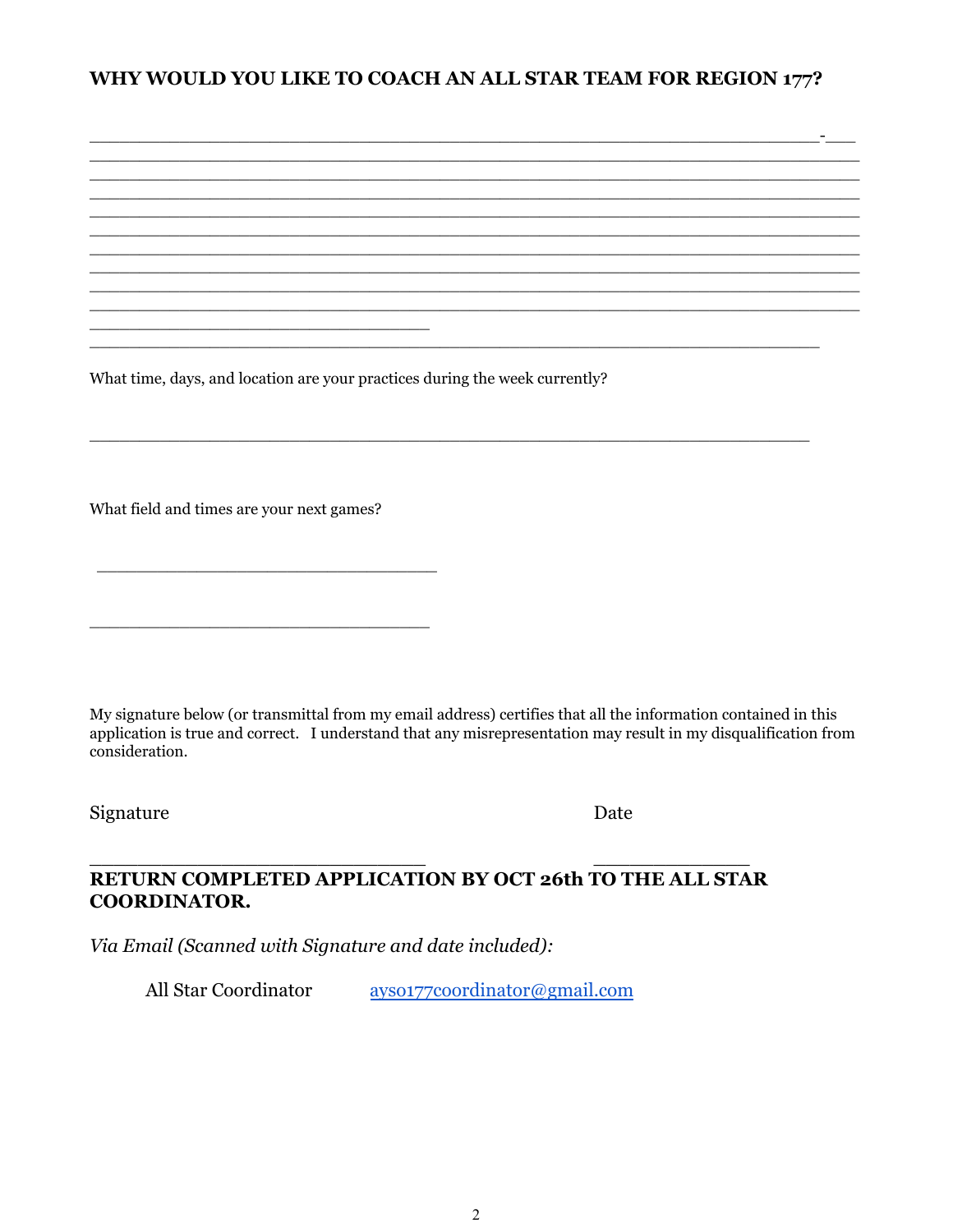**WHY WOULD YOU LIKE TO COACH AN ALL STAR TEAM FOR REGION 177?**

_______________________________________________________________________-___
_________________________________________________________________________
_________________________________________________________________________
_________________________________________________________________________
_________________________________________________________________________
_________________________________________________________________________
_________________________________________________________________________
_________________________________________________________________________
_________________________________________________________________________
_________________________________________________________________________
________________________________
_____________________________________________________________________

What time, days, and location are your practices during the week currently?

____________________________________________________________________

What field and times are your next games?

________________________________

________________________________

My signature below (or transmittal from my email address) certifies that all the information contained in this application is true and correct. I understand that any misrepresentation may result in my disqualification from consideration.

Signature                                                                Date

________________________________                 _______________

**RETURN COMPLETED APPLICATION BY OCT 26th TO THE ALL STAR COORDINATOR.**

*Via Email (Scanned with Signature and date included):*

All Star Coordinator    [ayso177coordinator@gmail.com](mailto:ayso177coordinator@gmail.com)